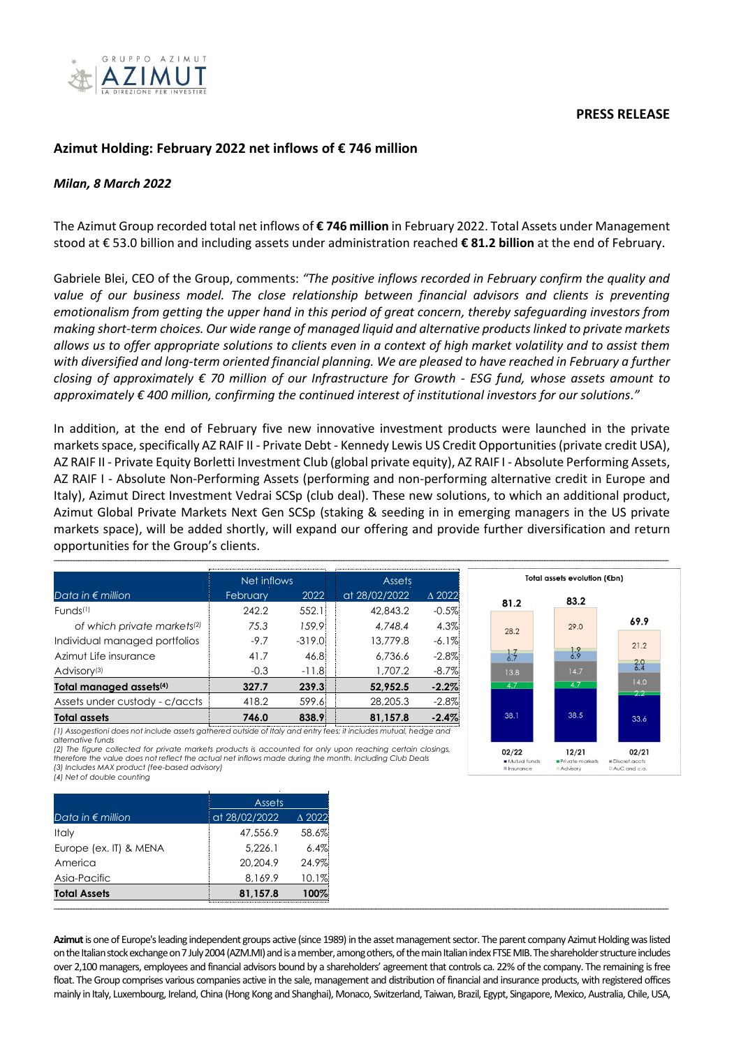**PRESS RELEASE**

## Azimut Holding: February 2022 net inflows of € 746 million

***Milan, 8 March 2022***

The Azimut Group recorded total net inflows of **€ 746 million** in February 2022. Total Assets under Management stood at € 53.0 billion and including assets under administration reached **€ 81.2 billion** at the end of February.

Gabriele Blei, CEO of the Group, comments: *"The positive inflows recorded in February confirm the quality and value of our business model. The close relationship between financial advisors and clients is preventing emotionalism from getting the upper hand in this period of great concern, thereby safeguarding investors from making short-term choices. Our wide range of managed liquid and alternative products linked to private markets allows us to offer appropriate solutions to clients even in a context of high market volatility and to assist them with diversified and long-term oriented financial planning. We are pleased to have reached in February a further closing of approximately € 70 million of our Infrastructure for Growth - ESG fund, whose assets amount to approximately € 400 million, confirming the continued interest of institutional investors for our solutions."*

In addition, at the end of February five new innovative investment products were launched in the private markets space, specifically AZ RAIF II - Private Debt - Kennedy Lewis US Credit Opportunities (private credit USA), AZ RAIF II - Private Equity Borletti Investment Club (global private equity), AZ RAIF I - Absolute Performing Assets, AZ RAIF I - Absolute Non-Performing Assets (performing and non-performing alternative credit in Europe and Italy), Azimut Direct Investment Vedrai SCSp (club deal). These new solutions, to which an additional product, Azimut Global Private Markets Next Gen SCSp (staking & seeding in in emerging managers in the US private markets space), will be added shortly, will expand our offering and provide further diversification and return opportunities for the Group's clients.

| | Net inflows | | Assets | |
|---|---|---|---|---|
| *Data in € million* | February | 2022 | at 28/02/2022 | Δ 2022 |
| Funds[1] | 242.2 | 552.1 | 42,843.2 | -0.5% |
| *of which private markets[2]* | *75.3* | *159.9* | *4,748.4* | *4.3%* |
| Individual managed portfolios | -9.7 | -319.0 | 13,779.8 | -6.1% |
| Azimut Life insurance | 41.7 | 46.8 | 6,736.6 | -2.8% |
| Advisory[3] | -0.3 | -11.8 | 1,707.2 | -8.7% |
| **Total managed assets[4]** | **327.7** | **239.3** | **52,952.5** | **-2.2%** |
| Assets under custody - c/accts | 418.2 | 599.6 | 28,205.3 | -2.8% |
| **Total assets** | **746.0** | **838.9** | **81,157.8** | **-2.4%** |

*(1) Assogestioni does not include assets gathered outside of Italy and entry fees; it includes mutual, hedge and alternative funds*
*(2) The figure collected for private markets products is accounted for only upon reaching certain closings, therefore the value does not reflect the actual net inflows made during the month. Including Club Deals*
*(3) Includes MAX product (fee-based advisory)*
*(4) Net of double counting*

**Total assets evolution (€bn)**

| | 02/22 | 12/21 | 02/21 |
|---|---|---|---|
| Total | 81.2 | 83.2 | 69.9 |
| Mutual funds | 38.1 | 38.5 | 33.6 |
| Private markets | 4.7 | 4.7 | 2.2 |
| Discret.accts | 13.8 | 14.7 | 14.0 |
| Insurance | 6.7 | 6.9 | 6.4 |
| Advisory | 1.7 | 1.9 | 2.0 |
| AuC and c.a. | 28.2 | 29.0 | 21.2 |

| | Assets | |
|---|---|---|
| *Data in € million* | at 28/02/2022 | Δ 2022 |
| Italy | 47,556.9 | 58.6% |
| Europe (ex. IT) & MENA | 5,226.1 | 6.4% |
| America | 20,204.9 | 24.9% |
| Asia-Pacific | 8,169.9 | 10.1% |
| **Total Assets** | **81,157.8** | **100%** |

**Azimut** is one of Europe's leading independent groups active (since 1989) in the asset management sector. The parent company Azimut Holding was listed on the Italian stock exchange on 7 July 2004 (AZM.MI) and is a member, among others, of the main Italian index FTSE MIB. The shareholder structure includes over 2,100 managers, employees and financial advisors bound by a shareholders' agreement that controls ca. 22% of the company. The remaining is free float. The Group comprises various companies active in the sale, management and distribution of financial and insurance products, with registered offices mainly in Italy, Luxembourg, Ireland, China (Hong Kong and Shanghai), Monaco, Switzerland, Taiwan, Brazil, Egypt, Singapore, Mexico, Australia, Chile, USA,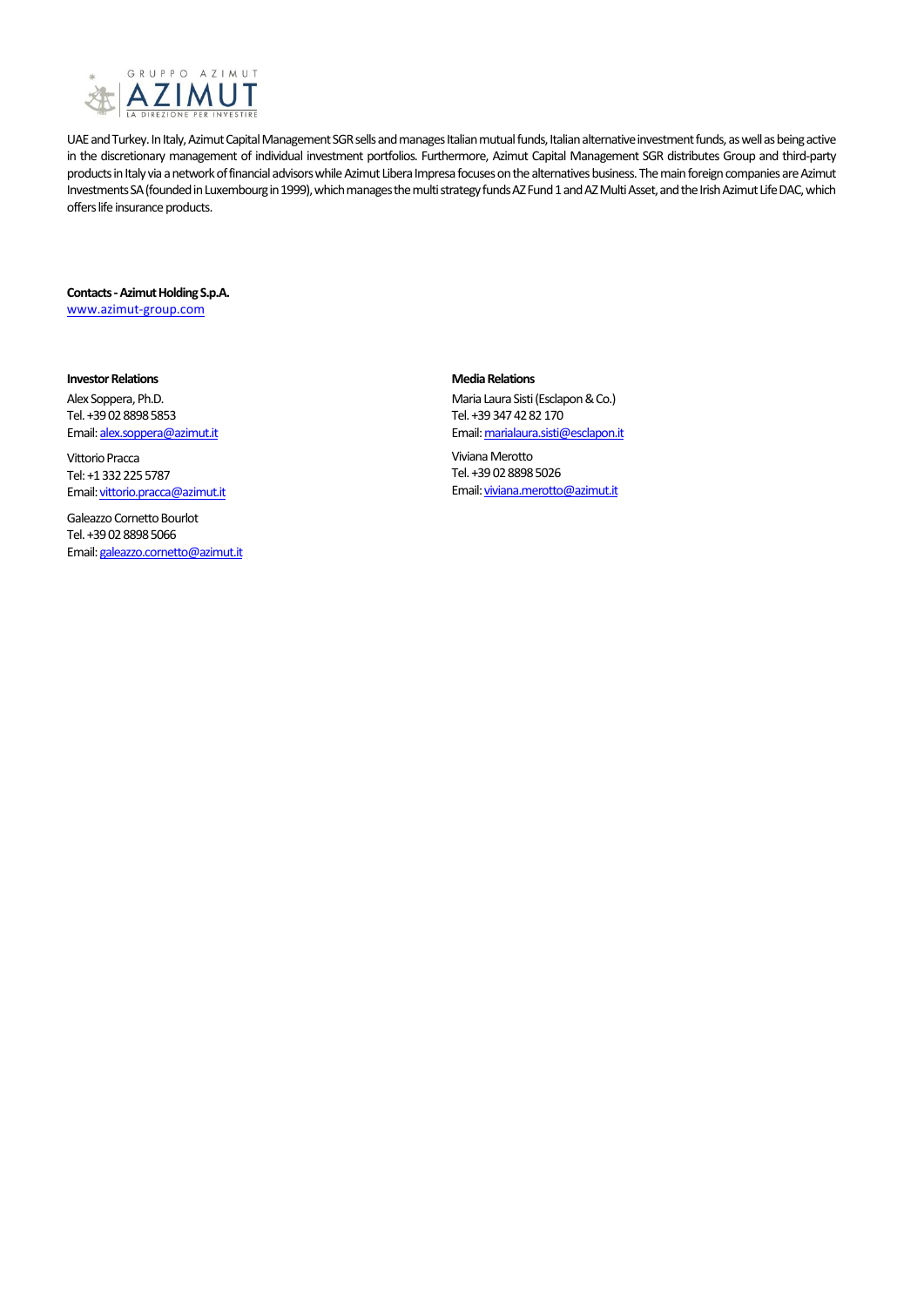UAE and Turkey. In Italy, Azimut Capital Management SGR sells and manages Italian mutual funds, Italian alternative investment funds, as well as being active in the discretionary management of individual investment portfolios. Furthermore, Azimut Capital Management SGR distributes Group and third-party products in Italy via a network of financial advisors while Azimut Libera Impresa focuses on the alternatives business. The main foreign companies are Azimut Investments SA (founded in Luxembourg in 1999), which manages the multi strategy funds AZ Fund 1 and AZ Multi Asset, and the Irish Azimut Life DAC, which offers life insurance products.

**Contacts - Azimut Holding S.p.A.**
[www.azimut-group.com](http://www.azimut-group.com)

**Investor Relations**

Alex Soppera, Ph.D.
Tel. +39 02 8898 5853
Email: [alex.soppera@azimut.it](mailto:alex.soppera@azimut.it)

Vittorio Pracca
Tel: +1 332 225 5787
Email: [vittorio.pracca@azimut.it](mailto:vittorio.pracca@azimut.it)

Galeazzo Cornetto Bourlot
Tel. +39 02 8898 5066
Email: [galeazzo.cornetto@azimut.it](mailto:galeazzo.cornetto@azimut.it)

**Media Relations**

Maria Laura Sisti (Esclapon & Co.)
Tel. +39 347 42 82 170
Email: [marialaura.sisti@esclapon.it](mailto:marialaura.sisti@esclapon.it)

Viviana Merotto
Tel. +39 02 8898 5026
Email: [viviana.merotto@azimut.it](mailto:viviana.merotto@azimut.it)